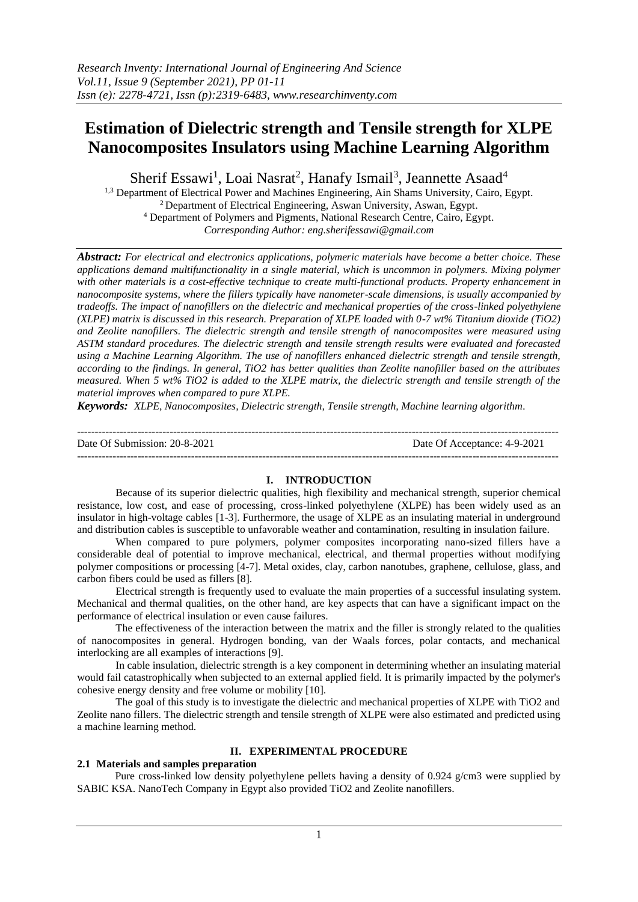# Estimation of Dielectric strength and Tensile strength for XLPE Nanocomposites Insulators using Machine Learning Algorithm

Sherif Essawi[1], Loai Nasrat[2], Hanafy Ismail[3], Jeannette Asaad[4]

[1,3] Department of Electrical Power and Machines Engineering, Ain Shams University, Cairo, Egypt.
[2] Department of Electrical Engineering, Aswan University, Aswan, Egypt.
[4] Department of Polymers and Pigments, National Research Centre, Cairo, Egypt.
*Corresponding Author: eng.sherifessawi@gmail.com*

***Abstract:*** *For electrical and electronics applications, polymeric materials have become a better choice. These applications demand multifunctionality in a single material, which is uncommon in polymers. Mixing polymer with other materials is a cost-effective technique to create multi-functional products. Property enhancement in nanocomposite systems, where the fillers typically have nanometer-scale dimensions, is usually accompanied by tradeoffs. The impact of nanofillers on the dielectric and mechanical properties of the cross-linked polyethylene (XLPE) matrix is discussed in this research. Preparation of XLPE loaded with 0-7 wt% Titanium dioxide ($TiO_2$) and Zeolite nanofillers. The dielectric strength and tensile strength of nanocomposites were measured using ASTM standard procedures. The dielectric strength and tensile strength results were evaluated and forecasted using a Machine Learning Algorithm. The use of nanofillers enhanced dielectric strength and tensile strength, according to the findings. In general, $TiO_2$ has better qualities than Zeolite nanofiller based on the attributes measured. When 5 wt% $TiO_2$ is added to the XLPE matrix, the dielectric strength and tensile strength of the material improves when compared to pure XLPE.*

***Keywords:*** *XLPE, Nanocomposites, Dielectric strength, Tensile strength, Machine learning algorithm.*

---

Date Of Submission: 20-8-2021 | Date Of Acceptance: 4-9-2021

---

## I. INTRODUCTION

Because of its superior dielectric qualities, high flexibility and mechanical strength, superior chemical resistance, low cost, and ease of processing, cross-linked polyethylene (XLPE) has been widely used as an insulator in high-voltage cables [1-3]. Furthermore, the usage of XLPE as an insulating material in underground and distribution cables is susceptible to unfavorable weather and contamination, resulting in insulation failure.

When compared to pure polymers, polymer composites incorporating nano-sized fillers have a considerable deal of potential to improve mechanical, electrical, and thermal properties without modifying polymer compositions or processing [4-7]. Metal oxides, clay, carbon nanotubes, graphene, cellulose, glass, and carbon fibers could be used as fillers [8].

Electrical strength is frequently used to evaluate the main properties of a successful insulating system. Mechanical and thermal qualities, on the other hand, are key aspects that can have a significant impact on the performance of electrical insulation or even cause failures.

The effectiveness of the interaction between the matrix and the filler is strongly related to the qualities of nanocomposites in general. Hydrogen bonding, van der Waals forces, polar contacts, and mechanical interlocking are all examples of interactions [9].

In cable insulation, dielectric strength is a key component in determining whether an insulating material would fail catastrophically when subjected to an external applied field. It is primarily impacted by the polymer's cohesive energy density and free volume or mobility [10].

The goal of this study is to investigate the dielectric and mechanical properties of XLPE with $TiO_2$ and Zeolite nano fillers. The dielectric strength and tensile strength of XLPE were also estimated and predicted using a machine learning method.

## II. EXPERIMENTAL PROCEDURE

### 2.1 Materials and samples preparation

Pure cross-linked low density polyethylene pellets having a density of 0.924 g/cm3 were supplied by SABIC KSA. NanoTech Company in Egypt also provided $TiO_2$ and Zeolite nanofillers.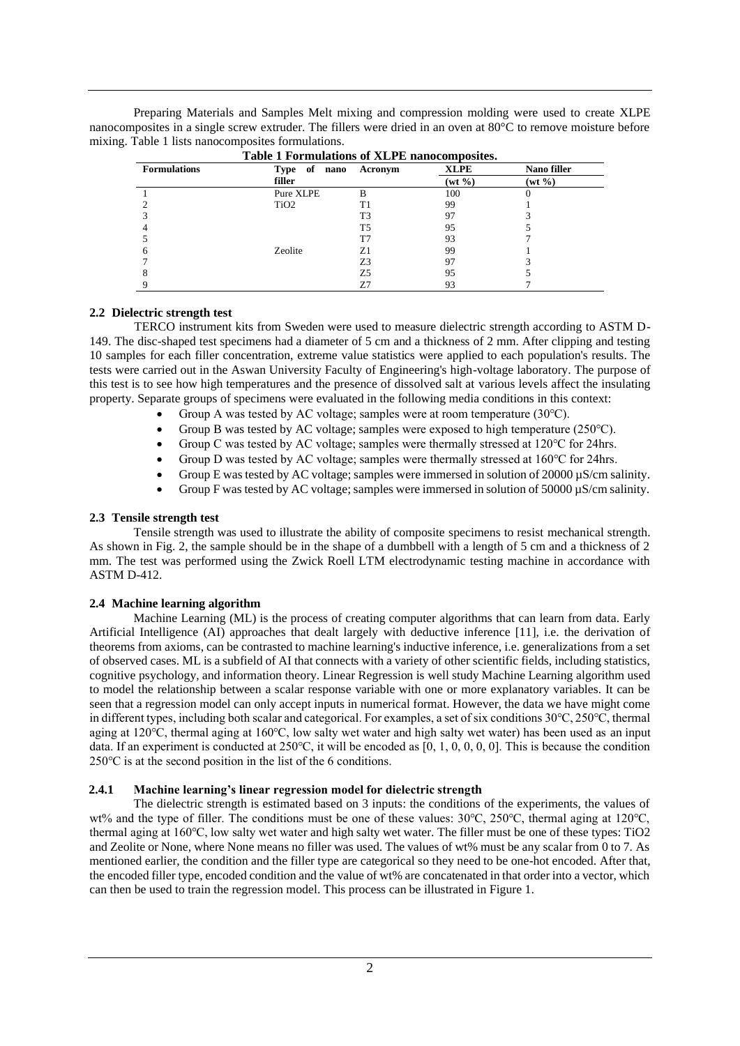Preparing Materials and Samples Melt mixing and compression molding were used to create XLPE nanocomposites in a single screw extruder. The fillers were dried in an oven at 80°C to remove moisture before mixing. Table 1 lists nanocomposites formulations.

**Table 1 Formulations of XLPE nanocomposites.**

| Formulations | Type of nano filler | Acronym | XLPE (wt %) | Nano filler (wt %) |
|---|---|---|---|---|
| 1 | Pure XLPE | B | 100 | 0 |
| 2 | $TiO_2$ | T1 | 99 | 1 |
| 3 | | T3 | 97 | 3 |
| 4 | | T5 | 95 | 5 |
| 5 | | T7 | 93 | 7 |
| 6 | Zeolite | Z1 | 99 | 1 |
| 7 | | Z3 | 97 | 3 |
| 8 | | Z5 | 95 | 5 |
| 9 | | Z7 | 93 | 7 |

### 2.2 Dielectric strength test

TERCO instrument kits from Sweden were used to measure dielectric strength according to ASTM D-149. The disc-shaped test specimens had a diameter of 5 cm and a thickness of 2 mm. After clipping and testing 10 samples for each filler concentration, extreme value statistics were applied to each population's results. The tests were carried out in the Aswan University Faculty of Engineering's high-voltage laboratory. The purpose of this test is to see how high temperatures and the presence of dissolved salt at various levels affect the insulating property. Separate groups of specimens were evaluated in the following media conditions in this context:

- Group A was tested by AC voltage; samples were at room temperature (30℃).
- Group B was tested by AC voltage; samples were exposed to high temperature (250℃).
- Group C was tested by AC voltage; samples were thermally stressed at 120℃ for 24hrs.
- Group D was tested by AC voltage; samples were thermally stressed at 160℃ for 24hrs.
- Group E was tested by AC voltage; samples were immersed in solution of 20000 µS/cm salinity.
- Group F was tested by AC voltage; samples were immersed in solution of 50000 µS/cm salinity.

### 2.3 Tensile strength test

Tensile strength was used to illustrate the ability of composite specimens to resist mechanical strength. As shown in Fig. 2, the sample should be in the shape of a dumbbell with a length of 5 cm and a thickness of 2 mm. The test was performed using the Zwick Roell LTM electrodynamic testing machine in accordance with ASTM D-412.

### 2.4 Machine learning algorithm

Machine Learning (ML) is the process of creating computer algorithms that can learn from data. Early Artificial Intelligence (AI) approaches that dealt largely with deductive inference [11], i.e. the derivation of theorems from axioms, can be contrasted to machine learning's inductive inference, i.e. generalizations from a set of observed cases. ML is a subfield of AI that connects with a variety of other scientific fields, including statistics, cognitive psychology, and information theory. Linear Regression is well study Machine Learning algorithm used to model the relationship between a scalar response variable with one or more explanatory variables. It can be seen that a regression model can only accept inputs in numerical format. However, the data we have might come in different types, including both scalar and categorical. For examples, a set of six conditions 30℃, 250℃, thermal aging at 120℃, thermal aging at 160℃, low salty wet water and high salty wet water) has been used as an input data. If an experiment is conducted at 250℃, it will be encoded as [0, 1, 0, 0, 0, 0]. This is because the condition 250℃ is at the second position in the list of the 6 conditions.

#### 2.4.1 Machine learning's linear regression model for dielectric strength

The dielectric strength is estimated based on 3 inputs: the conditions of the experiments, the values of wt% and the type of filler. The conditions must be one of these values: 30℃, 250℃, thermal aging at 120℃, thermal aging at 160℃, low salty wet water and high salty wet water. The filler must be one of these types: $TiO_2$ and Zeolite or None, where None means no filler was used. The values of wt% must be any scalar from 0 to 7. As mentioned earlier, the condition and the filler type are categorical so they need to be one-hot encoded. After that, the encoded filler type, encoded condition and the value of wt% are concatenated in that order into a vector, which can then be used to train the regression model. This process can be illustrated in Figure 1.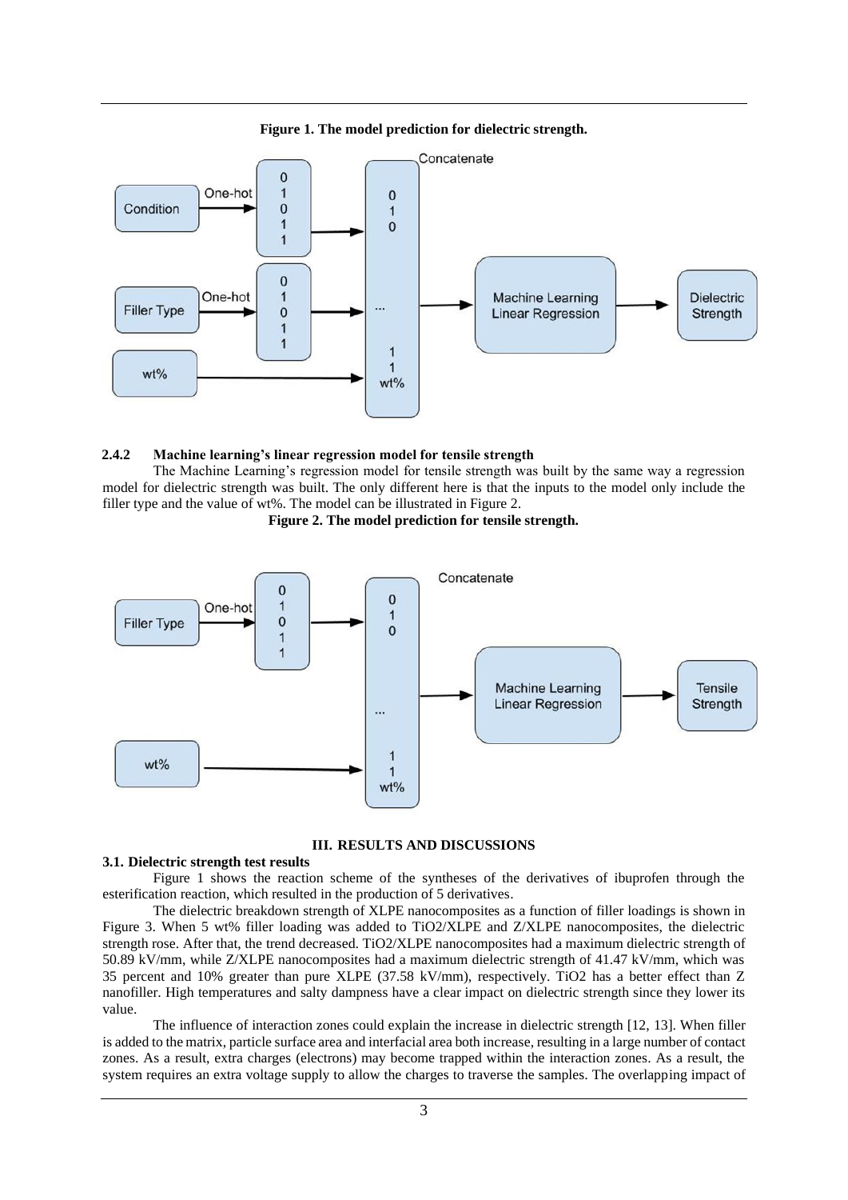**Figure 1. The model prediction for dielectric strength.**

#### 2.4.2 Machine learning's linear regression model for tensile strength

The Machine Learning's regression model for tensile strength was built by the same way a regression model for dielectric strength was built. The only different here is that the inputs to the model only include the filler type and the value of wt%. The model can be illustrated in Figure 2.

**Figure 2. The model prediction for tensile strength.**

## III. RESULTS AND DISCUSSIONS

### 3.1. Dielectric strength test results

Figure 1 shows the reaction scheme of the syntheses of the derivatives of ibuprofen through the esterification reaction, which resulted in the production of 5 derivatives.

The dielectric breakdown strength of XLPE nanocomposites as a function of filler loadings is shown in Figure 3. When 5 wt% filler loading was added to $TiO_2$/XLPE and Z/XLPE nanocomposites, the dielectric strength rose. After that, the trend decreased. $TiO_2$/XLPE nanocomposites had a maximum dielectric strength of 50.89 kV/mm, while Z/XLPE nanocomposites had a maximum dielectric strength of 41.47 kV/mm, which was 35 percent and 10% greater than pure XLPE (37.58 kV/mm), respectively. $TiO_2$ has a better effect than Z nanofiller. High temperatures and salty dampness have a clear impact on dielectric strength since they lower its value.

The influence of interaction zones could explain the increase in dielectric strength [12, 13]. When filler is added to the matrix, particle surface area and interfacial area both increase, resulting in a large number of contact zones. As a result, extra charges (electrons) may become trapped within the interaction zones. As a result, the system requires an extra voltage supply to allow the charges to traverse the samples. The overlapping impact of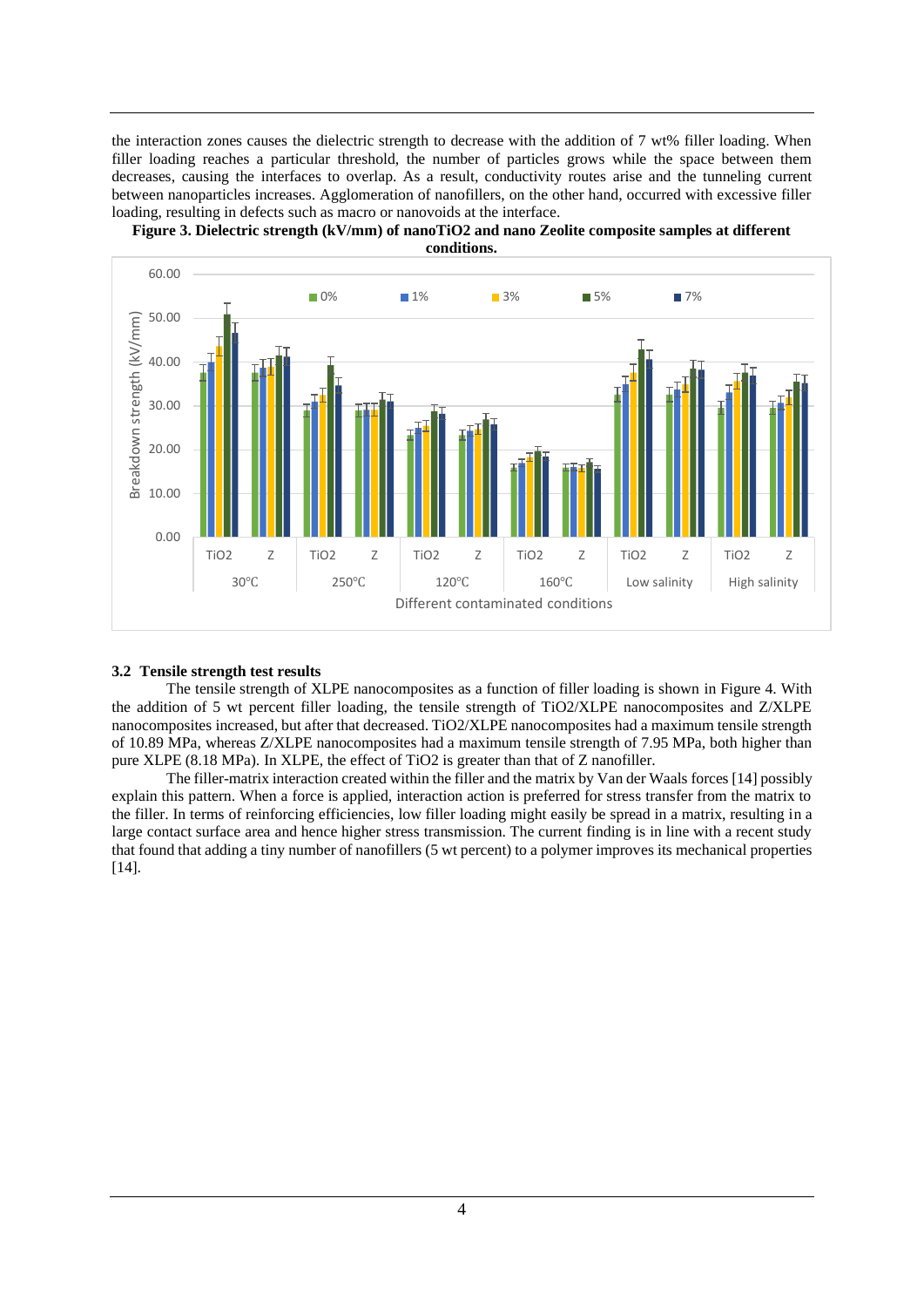the interaction zones causes the dielectric strength to decrease with the addition of 7 wt% filler loading. When filler loading reaches a particular threshold, the number of particles grows while the space between them decreases, causing the interfaces to overlap. As a result, conductivity routes arise and the tunneling current between nanoparticles increases. Agglomeration of nanofillers, on the other hand, occurred with excessive filler loading, resulting in defects such as macro or nanovoids at the interface.

**Figure 3. Dielectric strength (kV/mm) of nanoTiO2 and nano Zeolite composite samples at different conditions.**

### 3.2 Tensile strength test results

The tensile strength of XLPE nanocomposites as a function of filler loading is shown in Figure 4. With the addition of 5 wt percent filler loading, the tensile strength of $TiO_2$/XLPE nanocomposites and Z/XLPE nanocomposites increased, but after that decreased. $TiO_2$/XLPE nanocomposites had a maximum tensile strength of 10.89 MPa, whereas Z/XLPE nanocomposites had a maximum tensile strength of 7.95 MPa, both higher than pure XLPE (8.18 MPa). In XLPE, the effect of $TiO_2$ is greater than that of Z nanofiller.

The filler-matrix interaction created within the filler and the matrix by Van der Waals forces [14] possibly explain this pattern. When a force is applied, interaction action is preferred for stress transfer from the matrix to the filler. In terms of reinforcing efficiencies, low filler loading might easily be spread in a matrix, resulting in a large contact surface area and hence higher stress transmission. The current finding is in line with a recent study that found that adding a tiny number of nanofillers (5 wt percent) to a polymer improves its mechanical properties [14].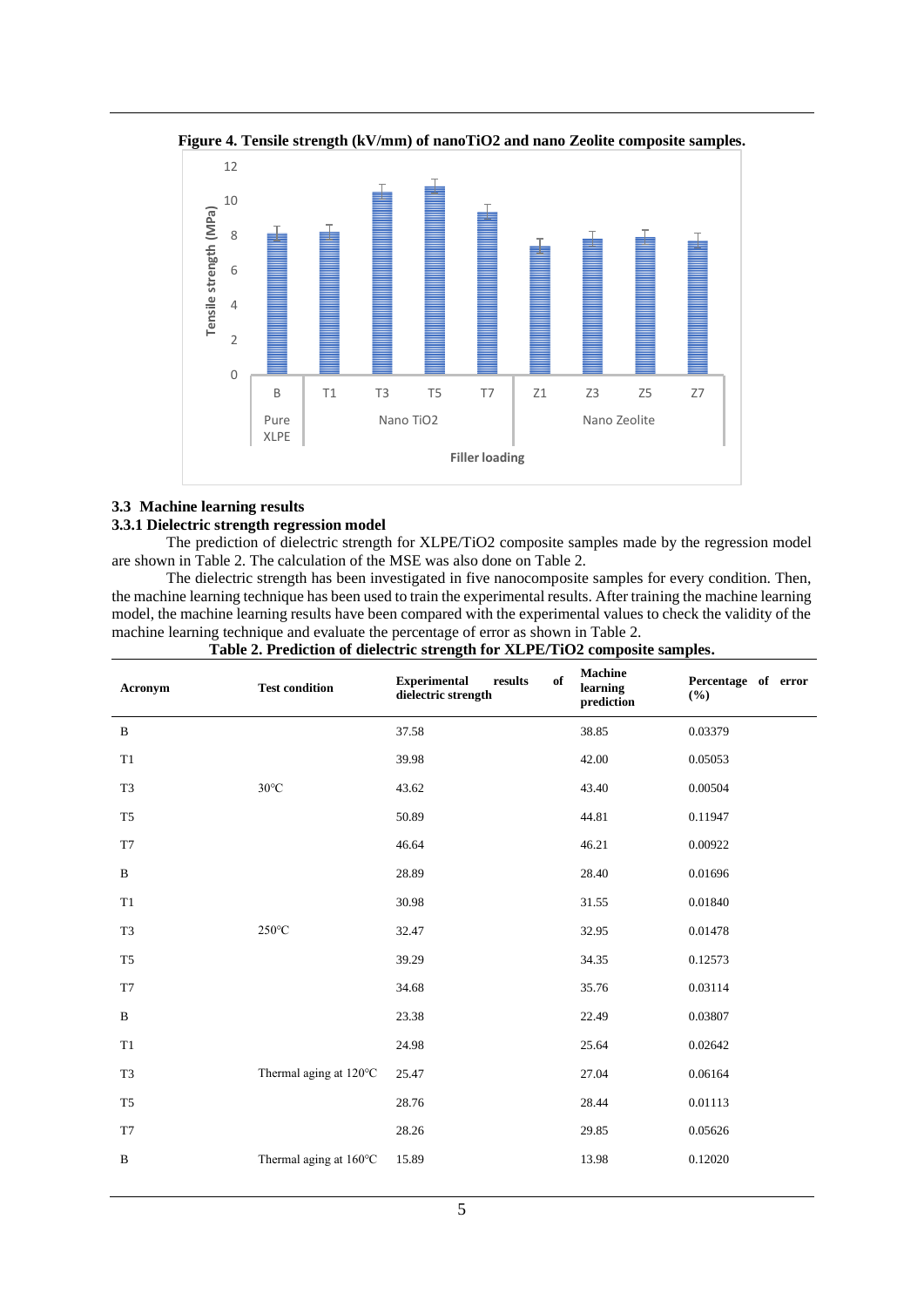**Figure 4. Tensile strength (kV/mm) of nanoTiO2 and nano Zeolite composite samples.**

### 3.3 Machine learning results

#### 3.3.1 Dielectric strength regression model

The prediction of dielectric strength for XLPE/TiO2 composite samples made by the regression model are shown in Table 2. The calculation of the MSE was also done on Table 2.

The dielectric strength has been investigated in five nanocomposite samples for every condition. Then, the machine learning technique has been used to train the experimental results. After training the machine learning model, the machine learning results have been compared with the experimental values to check the validity of the machine learning technique and evaluate the percentage of error as shown in Table 2.

**Table 2. Prediction of dielectric strength for XLPE/TiO2 composite samples.**

| Acronym | Test condition | Experimental results of dielectric strength | Machine learning prediction | Percentage of error (%) |
|---|---|---|---|---|
| B | | 37.58 | 38.85 | 0.03379 |
| T1 | | 39.98 | 42.00 | 0.05053 |
| T3 | 30°C | 43.62 | 43.40 | 0.00504 |
| T5 | | 50.89 | 44.81 | 0.11947 |
| T7 | | 46.64 | 46.21 | 0.00922 |
| B | | 28.89 | 28.40 | 0.01696 |
| T1 | | 30.98 | 31.55 | 0.01840 |
| T3 | 250°C | 32.47 | 32.95 | 0.01478 |
| T5 | | 39.29 | 34.35 | 0.12573 |
| T7 | | 34.68 | 35.76 | 0.03114 |
| B | | 23.38 | 22.49 | 0.03807 |
| T1 | | 24.98 | 25.64 | 0.02642 |
| T3 | Thermal aging at 120°C | 25.47 | 27.04 | 0.06164 |
| T5 | | 28.76 | 28.44 | 0.01113 |
| T7 | | 28.26 | 29.85 | 0.05626 |
| B | Thermal aging at 160°C | 15.89 | 13.98 | 0.12020 |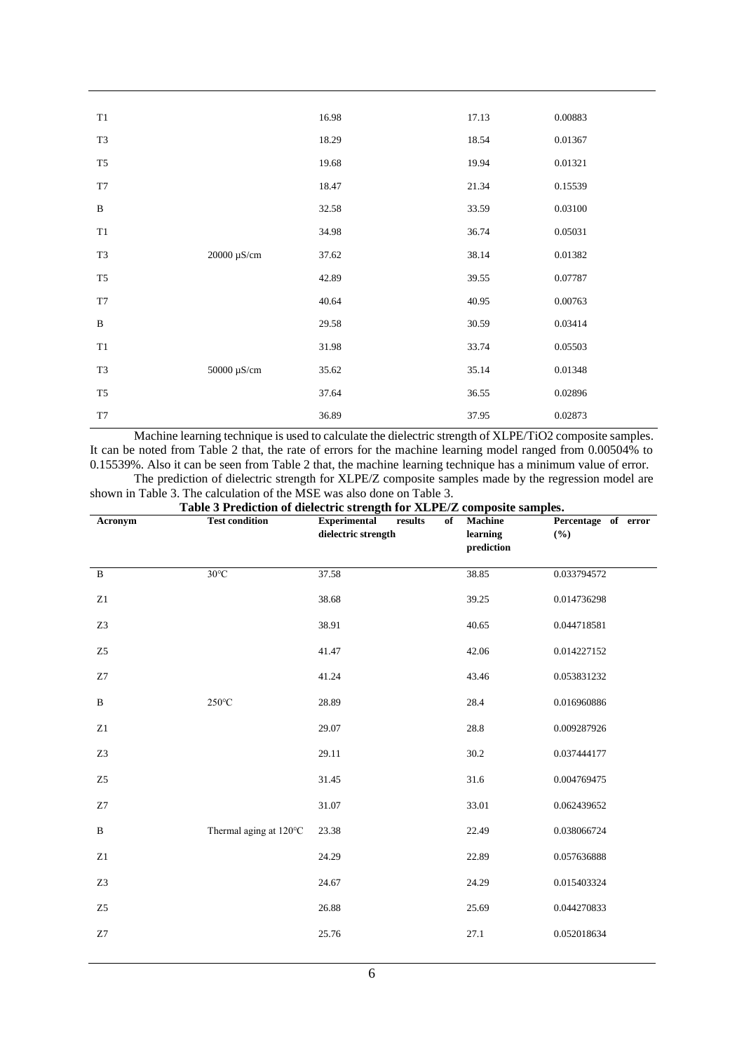| | | | | |
|---|---|---|---|---|
| T1 | | 16.98 | 17.13 | 0.00883 |
| T3 | | 18.29 | 18.54 | 0.01367 |
| T5 | | 19.68 | 19.94 | 0.01321 |
| T7 | | 18.47 | 21.34 | 0.15539 |
| B | | 32.58 | 33.59 | 0.03100 |
| T1 | | 34.98 | 36.74 | 0.05031 |
| T3 | 20000 μS/cm | 37.62 | 38.14 | 0.01382 |
| T5 | | 42.89 | 39.55 | 0.07787 |
| T7 | | 40.64 | 40.95 | 0.00763 |
| B | | 29.58 | 30.59 | 0.03414 |
| T1 | | 31.98 | 33.74 | 0.05503 |
| T3 | 50000 μS/cm | 35.62 | 35.14 | 0.01348 |
| T5 | | 37.64 | 36.55 | 0.02896 |
| T7 | | 36.89 | 37.95 | 0.02873 |

Machine learning technique is used to calculate the dielectric strength of XLPE/$TiO_2$ composite samples. It can be noted from Table 2 that, the rate of errors for the machine learning model ranged from 0.00504% to 0.15539%. Also it can be seen from Table 2 that, the machine learning technique has a minimum value of error.

The prediction of dielectric strength for XLPE/Z composite samples made by the regression model are shown in Table 3. The calculation of the MSE was also done on Table 3.

**Table 3 Prediction of dielectric strength for XLPE/Z composite samples.**

| Acronym | Test condition | Experimental results of dielectric strength | Machine learning prediction | Percentage of error (%) |
|---|---|---|---|---|
| B | 30°C | 37.58 | 38.85 | 0.033794572 |
| Z1 | | 38.68 | 39.25 | 0.014736298 |
| Z3 | | 38.91 | 40.65 | 0.044718581 |
| Z5 | | 41.47 | 42.06 | 0.014227152 |
| Z7 | | 41.24 | 43.46 | 0.053831232 |
| B | 250°C | 28.89 | 28.4 | 0.016960886 |
| Z1 | | 29.07 | 28.8 | 0.009287926 |
| Z3 | | 29.11 | 30.2 | 0.037444177 |
| Z5 | | 31.45 | 31.6 | 0.004769475 |
| Z7 | | 31.07 | 33.01 | 0.062439652 |
| B | Thermal aging at 120°C | 23.38 | 22.49 | 0.038066724 |
| Z1 | | 24.29 | 22.89 | 0.057636888 |
| Z3 | | 24.67 | 24.29 | 0.015403324 |
| Z5 | | 26.88 | 25.69 | 0.044270833 |
| Z7 | | 25.76 | 27.1 | 0.052018634 |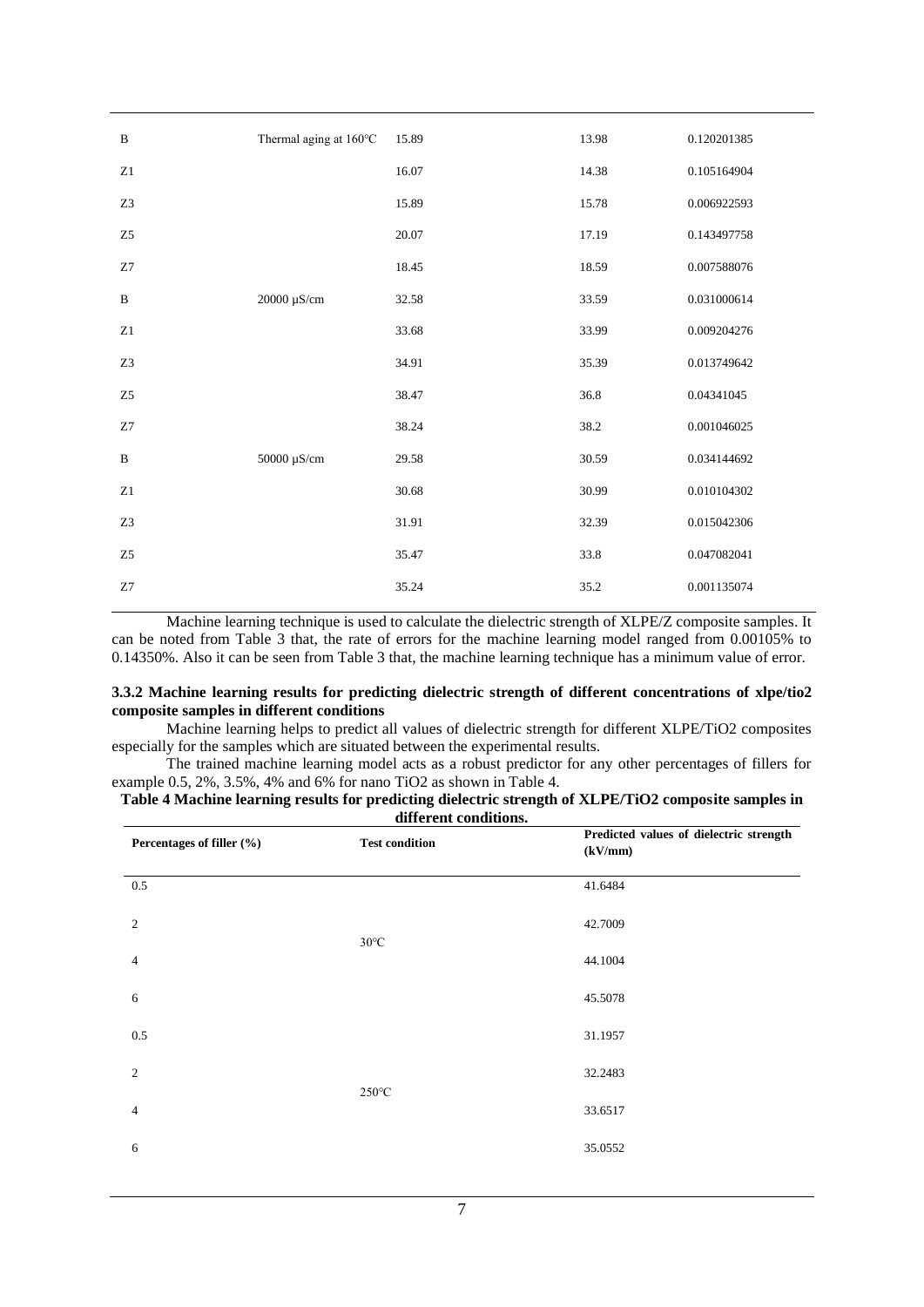| | | | | |
|---|---|---|---|---|
| B | Thermal aging at 160°C | 15.89 | 13.98 | 0.120201385 |
| Z1 | | 16.07 | 14.38 | 0.105164904 |
| Z3 | | 15.89 | 15.78 | 0.006922593 |
| Z5 | | 20.07 | 17.19 | 0.143497758 |
| Z7 | | 18.45 | 18.59 | 0.007588076 |
| B | 20000 μS/cm | 32.58 | 33.59 | 0.031000614 |
| Z1 | | 33.68 | 33.99 | 0.009204276 |
| Z3 | | 34.91 | 35.39 | 0.013749642 |
| Z5 | | 38.47 | 36.8 | 0.04341045 |
| Z7 | | 38.24 | 38.2 | 0.001046025 |
| B | 50000 μS/cm | 29.58 | 30.59 | 0.034144692 |
| Z1 | | 30.68 | 30.99 | 0.010104302 |
| Z3 | | 31.91 | 32.39 | 0.015042306 |
| Z5 | | 35.47 | 33.8 | 0.047082041 |
| Z7 | | 35.24 | 35.2 | 0.001135074 |

Machine learning technique is used to calculate the dielectric strength of XLPE/Z composite samples. It can be noted from Table 3 that, the rate of errors for the machine learning model ranged from 0.00105% to 0.14350%. Also it can be seen from Table 3 that, the machine learning technique has a minimum value of error.

### 3.3.2 Machine learning results for predicting dielectric strength of different concentrations of xlpe/tio2 composite samples in different conditions

Machine learning helps to predict all values of dielectric strength for different XLPE/TiO2 composites especially for the samples which are situated between the experimental results.

The trained machine learning model acts as a robust predictor for any other percentages of fillers for example 0.5, 2%, 3.5%, 4% and 6% for nano TiO2 as shown in Table 4.

**Table 4 Machine learning results for predicting dielectric strength of XLPE/TiO2 composite samples in different conditions.**

| Percentages of filler (%) | Test condition | Predicted values of dielectric strength (kV/mm) |
|---|---|---|
| 0.5 | 30°C | 41.6484 |
| 2 | | 42.7009 |
| 4 | | 44.1004 |
| 6 | | 45.5078 |
| 0.5 | 250°C | 31.1957 |
| 2 | | 32.2483 |
| 4 | | 33.6517 |
| 6 | | 35.0552 |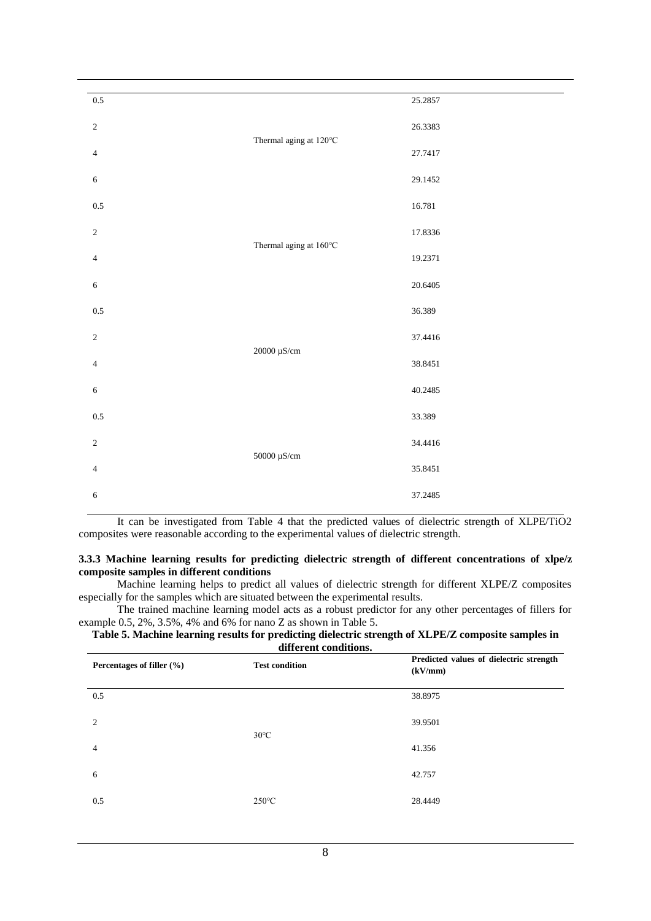| | | |
|---|---|---|
| 0.5 | Thermal aging at 120°C | 25.2857 |
| 2 | | 26.3383 |
| 4 | | 27.7417 |
| 6 | | 29.1452 |
| 0.5 | Thermal aging at 160°C | 16.781 |
| 2 | | 17.8336 |
| 4 | | 19.2371 |
| 6 | | 20.6405 |
| 0.5 | 20000 µS/cm | 36.389 |
| 2 | | 37.4416 |
| 4 | | 38.8451 |
| 6 | | 40.2485 |
| 0.5 | 50000 µS/cm | 33.389 |
| 2 | | 34.4416 |
| 4 | | 35.8451 |
| 6 | | 37.2485 |

It can be investigated from Table 4 that the predicted values of dielectric strength of XLPE/$TiO_2$ composites were reasonable according to the experimental values of dielectric strength.

### 3.3.3 Machine learning results for predicting dielectric strength of different concentrations of xlpe/z composite samples in different conditions

Machine learning helps to predict all values of dielectric strength for different XLPE/Z composites especially for the samples which are situated between the experimental results.

The trained machine learning model acts as a robust predictor for any other percentages of fillers for example 0.5, 2%, 3.5%, 4% and 6% for nano Z as shown in Table 5.

**Table 5. Machine learning results for predicting dielectric strength of XLPE/Z composite samples in different conditions.**

| Percentages of filler (%) | Test condition | Predicted values of dielectric strength (kV/mm) |
|---|---|---|
| 0.5 | 30°C | 38.8975 |
| 2 | | 39.9501 |
| 4 | | 41.356 |
| 6 | | 42.757 |
| 0.5 | 250°C | 28.4449 |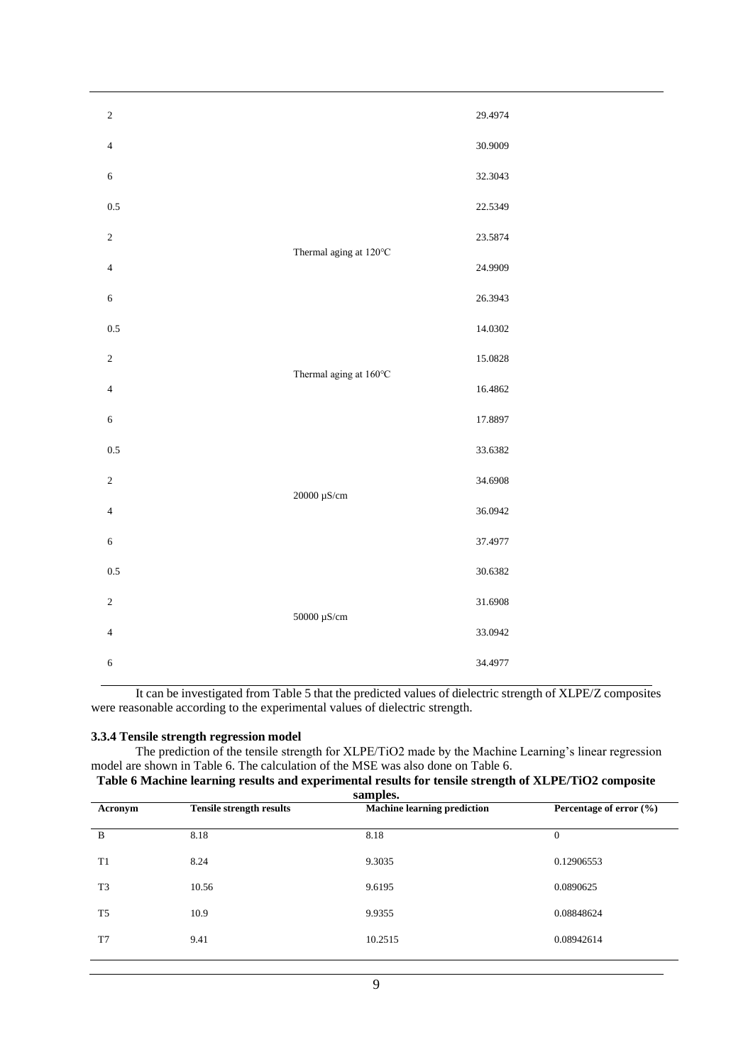| | | |
|---|---|---|
| 2 | | 29.4974 |
| 4 | | 30.9009 |
| 6 | | 32.3043 |
| 0.5 | | 22.5349 |
| 2 | Thermal aging at 120°C | 23.5874 |
| 4 | | 24.9909 |
| 6 | | 26.3943 |
| 0.5 | | 14.0302 |
| 2 | Thermal aging at 160°C | 15.0828 |
| 4 | | 16.4862 |
| 6 | | 17.8897 |
| 0.5 | | 33.6382 |
| 2 | 20000 μS/cm | 34.6908 |
| 4 | | 36.0942 |
| 6 | | 37.4977 |
| 0.5 | | 30.6382 |
| 2 | 50000 μS/cm | 31.6908 |
| 4 | | 33.0942 |
| 6 | | 34.4977 |

It can be investigated from Table 5 that the predicted values of dielectric strength of XLPE/Z composites were reasonable according to the experimental values of dielectric strength.

### 3.3.4 Tensile strength regression model

The prediction of the tensile strength for XLPE/TiO2 made by the Machine Learning's linear regression model are shown in Table 6. The calculation of the MSE was also done on Table 6.

**Table 6 Machine learning results and experimental results for tensile strength of XLPE/TiO2 composite samples.**

| Acronym | Tensile strength results | Machine learning prediction | Percentage of error (%) |
|---|---|---|---|
| B | 8.18 | 8.18 | 0 |
| T1 | 8.24 | 9.3035 | 0.12906553 |
| T3 | 10.56 | 9.6195 | 0.0890625 |
| T5 | 10.9 | 9.9355 | 0.08848624 |
| T7 | 9.41 | 10.2515 | 0.08942614 |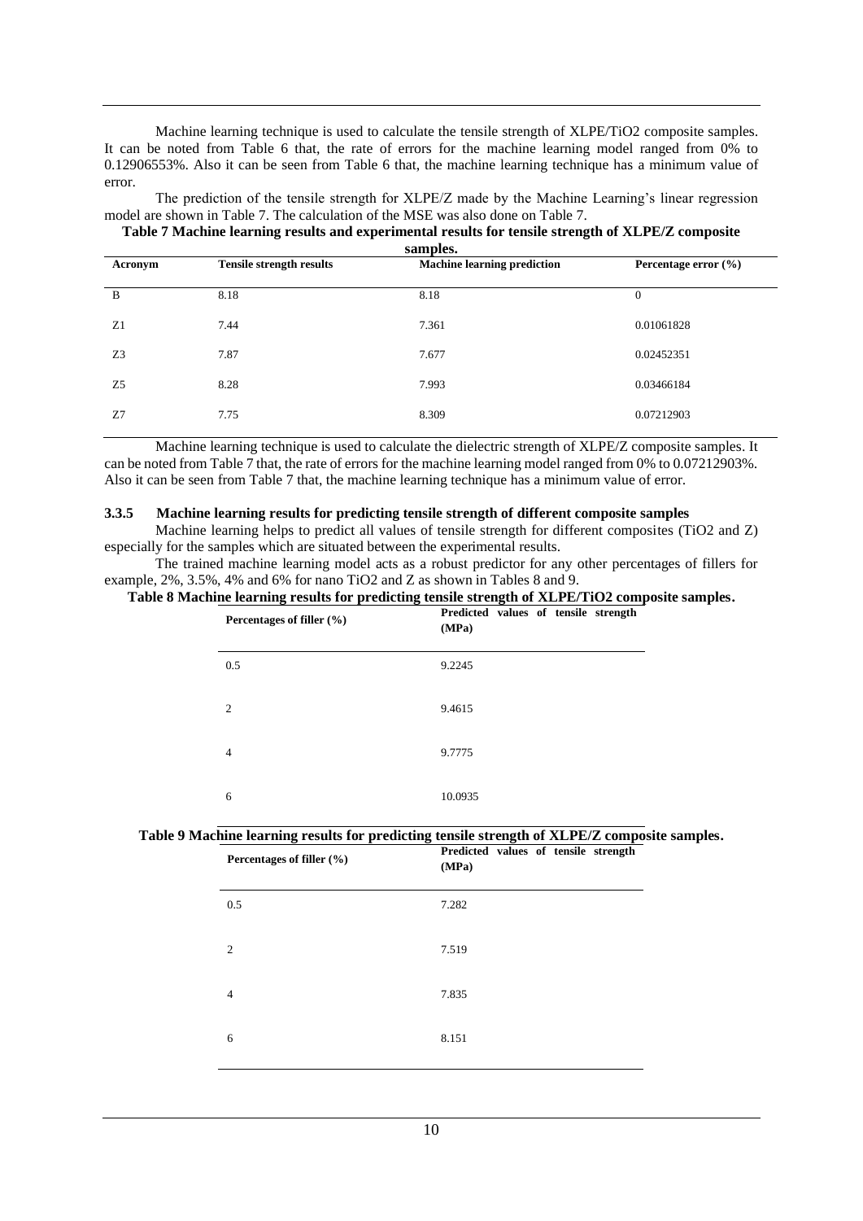Machine learning technique is used to calculate the tensile strength of XLPE/$TiO_2$ composite samples. It can be noted from Table 6 that, the rate of errors for the machine learning model ranged from 0% to 0.12906553%. Also it can be seen from Table 6 that, the machine learning technique has a minimum value of error.

The prediction of the tensile strength for XLPE/Z made by the Machine Learning's linear regression model are shown in Table 7. The calculation of the MSE was also done on Table 7.

**Table 7 Machine learning results and experimental results for tensile strength of XLPE/Z composite samples.**

| Acronym | Tensile strength results | Machine learning prediction | Percentage error (%) |
|---|---|---|---|
| B | 8.18 | 8.18 | 0 |
| Z1 | 7.44 | 7.361 | 0.01061828 |
| Z3 | 7.87 | 7.677 | 0.02452351 |
| Z5 | 8.28 | 7.993 | 0.03466184 |
| Z7 | 7.75 | 8.309 | 0.07212903 |

Machine learning technique is used to calculate the dielectric strength of XLPE/Z composite samples. It can be noted from Table 7 that, the rate of errors for the machine learning model ranged from 0% to 0.07212903%. Also it can be seen from Table 7 that, the machine learning technique has a minimum value of error.

### 3.3.5 Machine learning results for predicting tensile strength of different composite samples

Machine learning helps to predict all values of tensile strength for different composites ($TiO_2$ and Z) especially for the samples which are situated between the experimental results.

The trained machine learning model acts as a robust predictor for any other percentages of fillers for example, 2%, 3.5%, 4% and 6% for nano $TiO_2$ and Z as shown in Tables 8 and 9.

**Table 8 Machine learning results for predicting tensile strength of XLPE/$TiO_2$ composite samples.**

| Percentages of filler (%) | Predicted values of tensile strength (MPa) |
|---|---|
| 0.5 | 9.2245 |
| 2 | 9.4615 |
| 4 | 9.7775 |
| 6 | 10.0935 |

**Table 9 Machine learning results for predicting tensile strength of XLPE/Z composite samples.**

| Percentages of filler (%) | Predicted values of tensile strength (MPa) |
|---|---|
| 0.5 | 7.282 |
| 2 | 7.519 |
| 4 | 7.835 |
| 6 | 8.151 |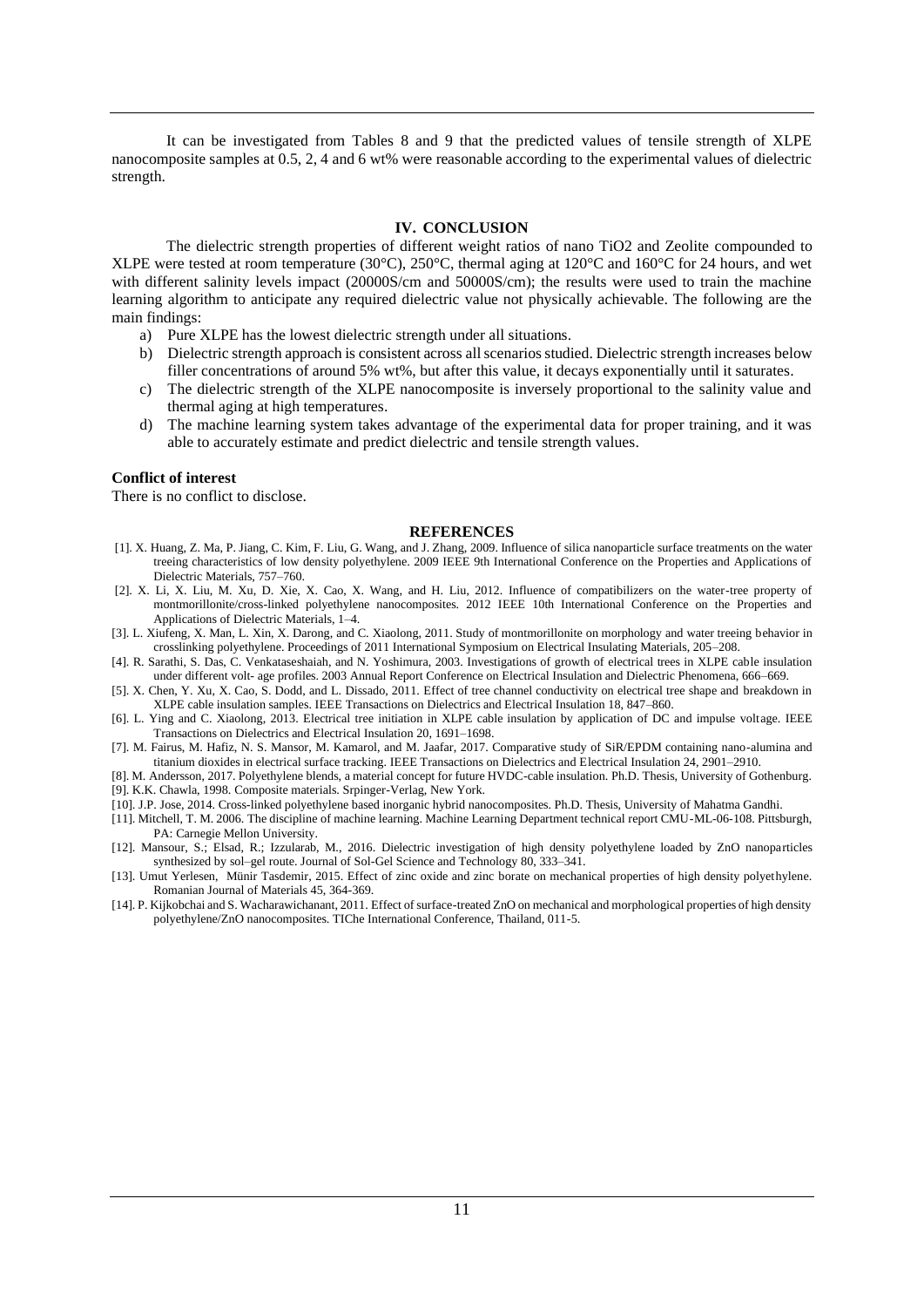It can be investigated from Tables 8 and 9 that the predicted values of tensile strength of XLPE nanocomposite samples at 0.5, 2, 4 and 6 wt% were reasonable according to the experimental values of dielectric strength.

## IV. CONCLUSION

The dielectric strength properties of different weight ratios of nano $TiO_2$ and Zeolite compounded to XLPE were tested at room temperature (30°C), 250°C, thermal aging at 120°C and 160°C for 24 hours, and wet with different salinity levels impact (20000S/cm and 50000S/cm); the results were used to train the machine learning algorithm to anticipate any required dielectric value not physically achievable. The following are the main findings:

a) Pure XLPE has the lowest dielectric strength under all situations.
b) Dielectric strength approach is consistent across all scenarios studied. Dielectric strength increases below filler concentrations of around 5% wt%, but after this value, it decays exponentially until it saturates.
c) The dielectric strength of the XLPE nanocomposite is inversely proportional to the salinity value and thermal aging at high temperatures.
d) The machine learning system takes advantage of the experimental data for proper training, and it was able to accurately estimate and predict dielectric and tensile strength values.

**Conflict of interest**

There is no conflict to disclose.

## REFERENCES

[1]. X. Huang, Z. Ma, P. Jiang, C. Kim, F. Liu, G. Wang, and J. Zhang, 2009. Influence of silica nanoparticle surface treatments on the water treeing characteristics of low density polyethylene. 2009 IEEE 9th International Conference on the Properties and Applications of Dielectric Materials, 757–760.

[2]. X. Li, X. Liu, M. Xu, D. Xie, X. Cao, X. Wang, and H. Liu, 2012. Influence of compatibilizers on the water-tree property of montmorillonite/cross-linked polyethylene nanocomposites. 2012 IEEE 10th International Conference on the Properties and Applications of Dielectric Materials, 1–4.

[3]. L. Xiufeng, X. Man, L. Xin, X. Darong, and C. Xiaolong, 2011. Study of montmorillonite on morphology and water treeing behavior in crosslinking polyethylene. Proceedings of 2011 International Symposium on Electrical Insulating Materials, 205–208.

[4]. R. Sarathi, S. Das, C. Venkataseshaiah, and N. Yoshimura, 2003. Investigations of growth of electrical trees in XLPE cable insulation under different volt- age profiles. 2003 Annual Report Conference on Electrical Insulation and Dielectric Phenomena, 666–669.

[5]. X. Chen, Y. Xu, X. Cao, S. Dodd, and L. Dissado, 2011. Effect of tree channel conductivity on electrical tree shape and breakdown in XLPE cable insulation samples. IEEE Transactions on Dielectrics and Electrical Insulation 18, 847–860.

[6]. L. Ying and C. Xiaolong, 2013. Electrical tree initiation in XLPE cable insulation by application of DC and impulse voltage. IEEE Transactions on Dielectrics and Electrical Insulation 20, 1691–1698.

[7]. M. Fairus, M. Hafiz, N. S. Mansor, M. Kamarol, and M. Jaafar, 2017. Comparative study of SiR/EPDM containing nano-alumina and titanium dioxides in electrical surface tracking. IEEE Transactions on Dielectrics and Electrical Insulation 24, 2901–2910.

[8]. M. Andersson, 2017. Polyethylene blends, a material concept for future HVDC-cable insulation. Ph.D. Thesis, University of Gothenburg.

[9]. K.K. Chawla, 1998. Composite materials. Srpinger-Verlag, New York.

[10]. J.P. Jose, 2014. Cross-linked polyethylene based inorganic hybrid nanocomposites. Ph.D. Thesis, University of Mahatma Gandhi.

[11]. Mitchell, T. M. 2006. The discipline of machine learning. Machine Learning Department technical report CMU-ML-06-108. Pittsburgh, PA: Carnegie Mellon University.

[12]. Mansour, S.; Elsad, R.; Izzularab, M., 2016. Dielectric investigation of high density polyethylene loaded by ZnO nanoparticles synthesized by sol–gel route. Journal of Sol-Gel Science and Technology 80, 333–341.

[13]. Umut Yerlesen, Münir Tasdemir, 2015. Effect of zinc oxide and zinc borate on mechanical properties of high density polyethylene. Romanian Journal of Materials 45, 364-369.

[14]. P. Kijkobchai and S. Wacharawichanant, 2011. Effect of surface-treated ZnO on mechanical and morphological properties of high density polyethylene/ZnO nanocomposites. TIChe International Conference, Thailand, 011-5.